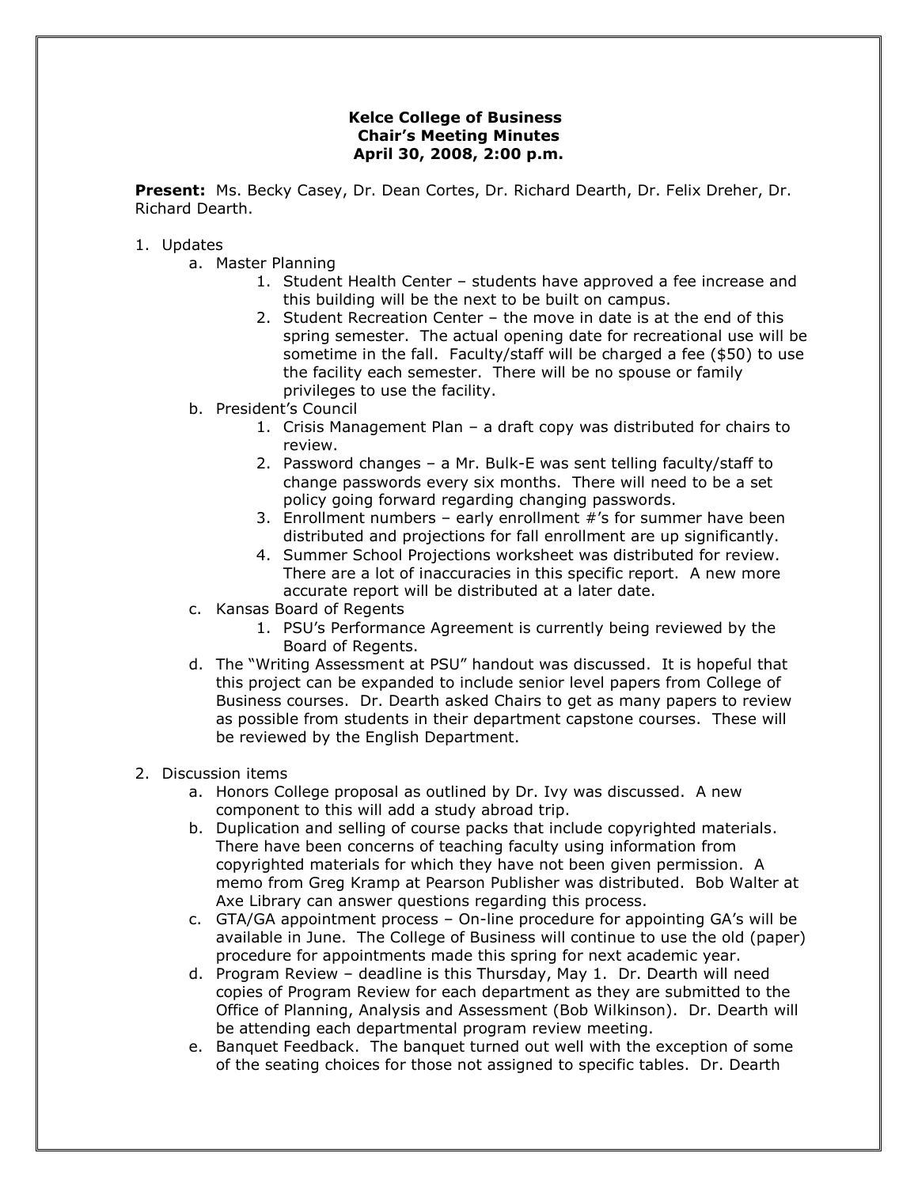**Kelce College of Business**
**Chair's Meeting Minutes**
**April 30, 2008, 2:00 p.m.**

**Present:** Ms. Becky Casey, Dr. Dean Cortes, Dr. Richard Dearth, Dr. Felix Dreher, Dr. Richard Dearth.

1. Updates
   a. Master Planning
      1. Student Health Center – students have approved a fee increase and this building will be the next to be built on campus.
      2. Student Recreation Center – the move in date is at the end of this spring semester. The actual opening date for recreational use will be sometime in the fall. Faculty/staff will be charged a fee ($50) to use the facility each semester. There will be no spouse or family privileges to use the facility.
   b. President's Council
      1. Crisis Management Plan – a draft copy was distributed for chairs to review.
      2. Password changes – a Mr. Bulk-E was sent telling faculty/staff to change passwords every six months. There will need to be a set policy going forward regarding changing passwords.
      3. Enrollment numbers – early enrollment #'s for summer have been distributed and projections for fall enrollment are up significantly.
      4. Summer School Projections worksheet was distributed for review. There are a lot of inaccuracies in this specific report. A new more accurate report will be distributed at a later date.
   c. Kansas Board of Regents
      1. PSU's Performance Agreement is currently being reviewed by the Board of Regents.
   d. The "Writing Assessment at PSU" handout was discussed. It is hopeful that this project can be expanded to include senior level papers from College of Business courses. Dr. Dearth asked Chairs to get as many papers to review as possible from students in their department capstone courses. These will be reviewed by the English Department.

2. Discussion items
   a. Honors College proposal as outlined by Dr. Ivy was discussed. A new component to this will add a study abroad trip.
   b. Duplication and selling of course packs that include copyrighted materials. There have been concerns of teaching faculty using information from copyrighted materials for which they have not been given permission. A memo from Greg Kramp at Pearson Publisher was distributed. Bob Walter at Axe Library can answer questions regarding this process.
   c. GTA/GA appointment process – On-line procedure for appointing GA's will be available in June. The College of Business will continue to use the old (paper) procedure for appointments made this spring for next academic year.
   d. Program Review – deadline is this Thursday, May 1. Dr. Dearth will need copies of Program Review for each department as they are submitted to the Office of Planning, Analysis and Assessment (Bob Wilkinson). Dr. Dearth will be attending each departmental program review meeting.
   e. Banquet Feedback. The banquet turned out well with the exception of some of the seating choices for those not assigned to specific tables. Dr. Dearth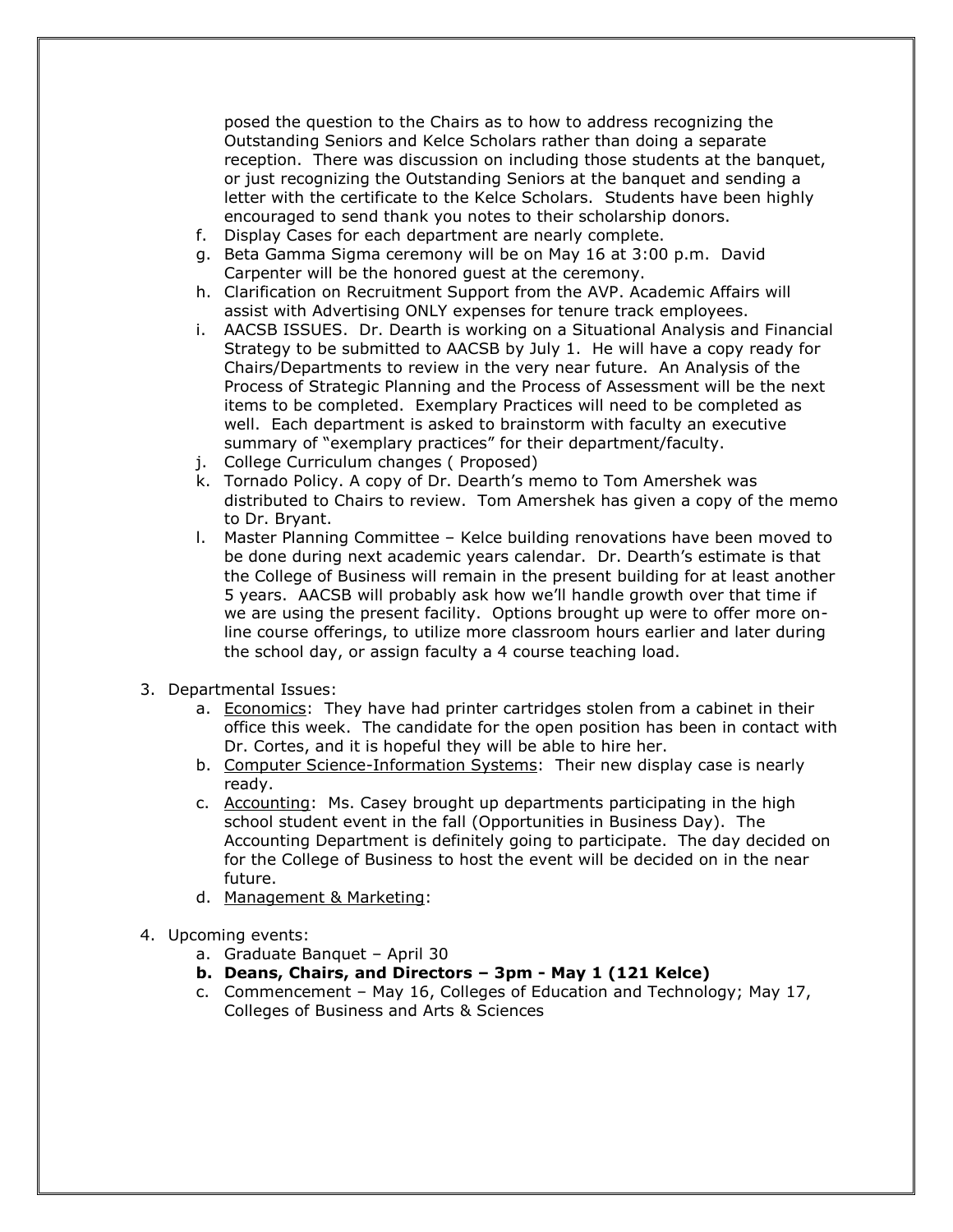posed the question to the Chairs as to how to address recognizing the Outstanding Seniors and Kelce Scholars rather than doing a separate reception. There was discussion on including those students at the banquet, or just recognizing the Outstanding Seniors at the banquet and sending a letter with the certificate to the Kelce Scholars. Students have been highly encouraged to send thank you notes to their scholarship donors.

   f. Display Cases for each department are nearly complete.
   g. Beta Gamma Sigma ceremony will be on May 16 at 3:00 p.m. David Carpenter will be the honored guest at the ceremony.
   h. Clarification on Recruitment Support from the AVP. Academic Affairs will assist with Advertising ONLY expenses for tenure track employees.
   i. AACSB ISSUES. Dr. Dearth is working on a Situational Analysis and Financial Strategy to be submitted to AACSB by July 1. He will have a copy ready for Chairs/Departments to review in the very near future. An Analysis of the Process of Strategic Planning and the Process of Assessment will be the next items to be completed. Exemplary Practices will need to be completed as well. Each department is asked to brainstorm with faculty an executive summary of "exemplary practices" for their department/faculty.
   j. College Curriculum changes ( Proposed)
   k. Tornado Policy. A copy of Dr. Dearth's memo to Tom Amershek was distributed to Chairs to review. Tom Amershek has given a copy of the memo to Dr. Bryant.
   l. Master Planning Committee – Kelce building renovations have been moved to be done during next academic years calendar. Dr. Dearth's estimate is that the College of Business will remain in the present building for at least another 5 years. AACSB will probably ask how we'll handle growth over that time if we are using the present facility. Options brought up were to offer more on-line course offerings, to utilize more classroom hours earlier and later during the school day, or assign faculty a 4 course teaching load.

3. Departmental Issues:
   a. Economics: They have had printer cartridges stolen from a cabinet in their office this week. The candidate for the open position has been in contact with Dr. Cortes, and it is hopeful they will be able to hire her.
   b. Computer Science-Information Systems: Their new display case is nearly ready.
   c. Accounting: Ms. Casey brought up departments participating in the high school student event in the fall (Opportunities in Business Day). The Accounting Department is definitely going to participate. The day decided on for the College of Business to host the event will be decided on in the near future.
   d. Management & Marketing:

4. Upcoming events:
   a. Graduate Banquet – April 30
   b. **Deans, Chairs, and Directors – 3pm - May 1 (121 Kelce)**
   c. Commencement – May 16, Colleges of Education and Technology; May 17, Colleges of Business and Arts & Sciences